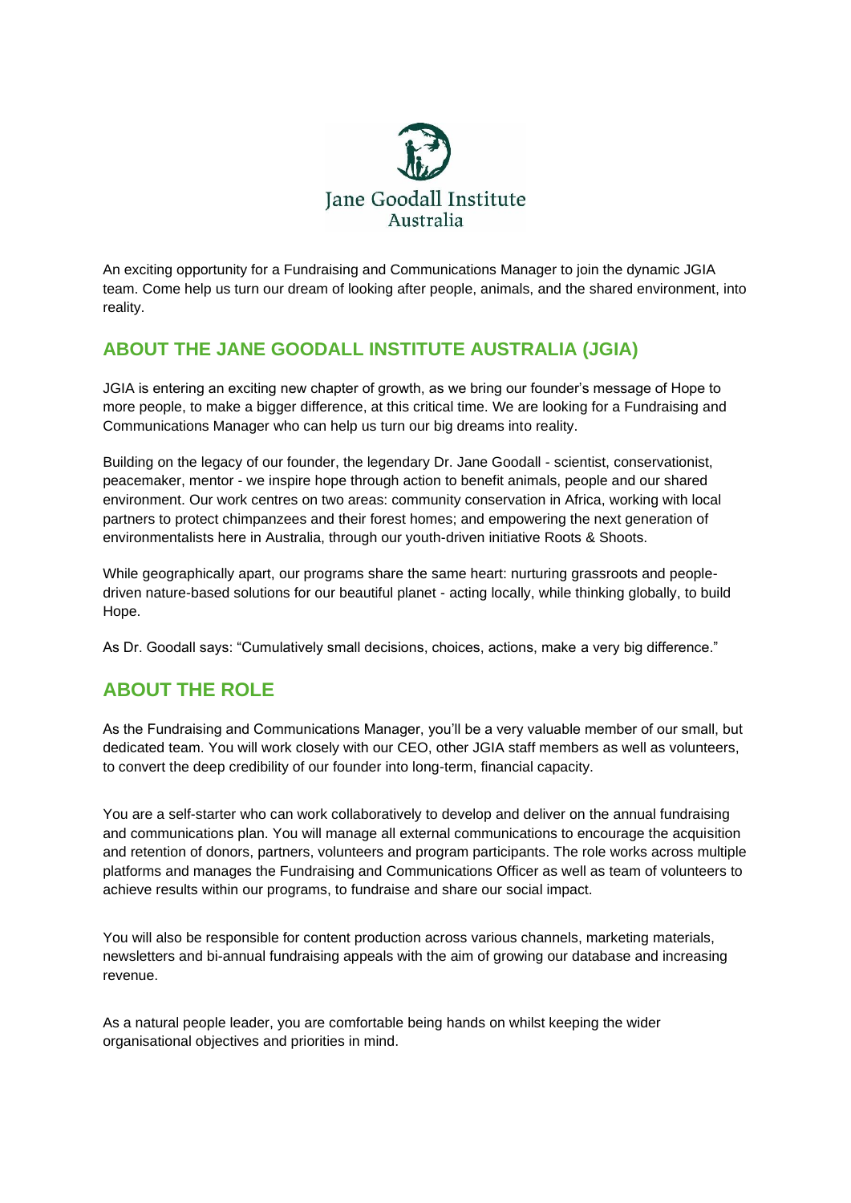Jane Goodall Institute
Australia

An exciting opportunity for a Fundraising and Communications Manager to join the dynamic JGIA team. Come help us turn our dream of looking after people, animals, and the shared environment, into reality.

## ABOUT THE JANE GOODALL INSTITUTE AUSTRALIA (JGIA)

JGIA is entering an exciting new chapter of growth, as we bring our founder's message of Hope to more people, to make a bigger difference, at this critical time. We are looking for a Fundraising and Communications Manager who can help us turn our big dreams into reality.

Building on the legacy of our founder, the legendary Dr. Jane Goodall - scientist, conservationist, peacemaker, mentor - we inspire hope through action to benefit animals, people and our shared environment. Our work centres on two areas: community conservation in Africa, working with local partners to protect chimpanzees and their forest homes; and empowering the next generation of environmentalists here in Australia, through our youth-driven initiative Roots & Shoots.

While geographically apart, our programs share the same heart: nurturing grassroots and people-driven nature-based solutions for our beautiful planet - acting locally, while thinking globally, to build Hope.

As Dr. Goodall says: "Cumulatively small decisions, choices, actions, make a very big difference."

## ABOUT THE ROLE

As the Fundraising and Communications Manager, you'll be a very valuable member of our small, but dedicated team. You will work closely with our CEO, other JGIA staff members as well as volunteers, to convert the deep credibility of our founder into long-term, financial capacity.

You are a self-starter who can work collaboratively to develop and deliver on the annual fundraising and communications plan. You will manage all external communications to encourage the acquisition and retention of donors, partners, volunteers and program participants. The role works across multiple platforms and manages the Fundraising and Communications Officer as well as team of volunteers to achieve results within our programs, to fundraise and share our social impact.

You will also be responsible for content production across various channels, marketing materials, newsletters and bi-annual fundraising appeals with the aim of growing our database and increasing revenue.

As a natural people leader, you are comfortable being hands on whilst keeping the wider organisational objectives and priorities in mind.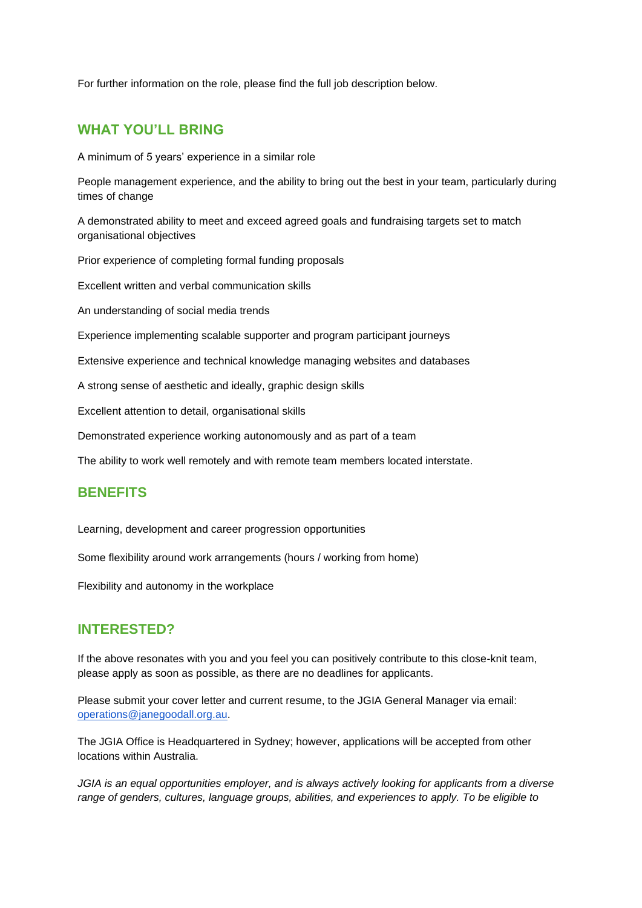For further information on the role, please find the full job description below.

## WHAT YOU'LL BRING

A minimum of 5 years' experience in a similar role

People management experience, and the ability to bring out the best in your team, particularly during times of change

A demonstrated ability to meet and exceed agreed goals and fundraising targets set to match organisational objectives

Prior experience of completing formal funding proposals

Excellent written and verbal communication skills

An understanding of social media trends

Experience implementing scalable supporter and program participant journeys

Extensive experience and technical knowledge managing websites and databases

A strong sense of aesthetic and ideally, graphic design skills

Excellent attention to detail, organisational skills

Demonstrated experience working autonomously and as part of a team

The ability to work well remotely and with remote team members located interstate.

## BENEFITS

Learning, development and career progression opportunities

Some flexibility around work arrangements (hours / working from home)

Flexibility and autonomy in the workplace

## INTERESTED?

If the above resonates with you and you feel you can positively contribute to this close-knit team, please apply as soon as possible, as there are no deadlines for applicants.

Please submit your cover letter and current resume, to the JGIA General Manager via email: [operations@janegoodall.org.au](mailto:operations@janegoodall.org.au).

The JGIA Office is Headquartered in Sydney; however, applications will be accepted from other locations within Australia.

*JGIA is an equal opportunities employer, and is always actively looking for applicants from a diverse range of genders, cultures, language groups, abilities, and experiences to apply. To be eligible to*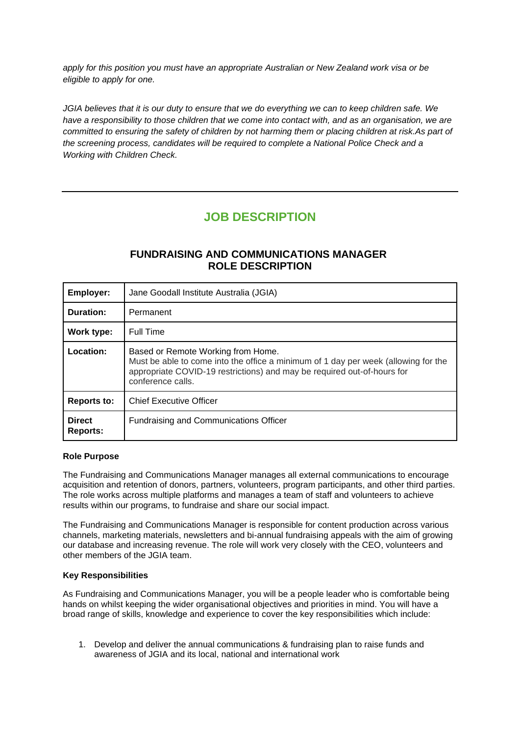*apply for this position you must have an appropriate Australian or New Zealand work visa or be eligible to apply for one.*

*JGIA believes that it is our duty to ensure that we do everything we can to keep children safe. We have a responsibility to those children that we come into contact with, and as an organisation, we are committed to ensuring the safety of children by not harming them or placing children at risk.As part of the screening process, candidates will be required to complete a National Police Check and a Working with Children Check.*

---

# JOB DESCRIPTION

## FUNDRAISING AND COMMUNICATIONS MANAGER ROLE DESCRIPTION

| | |
|---|---|
| **Employer:** | Jane Goodall Institute Australia (JGIA) |
| **Duration:** | Permanent |
| **Work type:** | Full Time |
| **Location:** | Based or Remote Working from Home.<br>Must be able to come into the office a minimum of 1 day per week (allowing for the appropriate COVID-19 restrictions) and may be required out-of-hours for conference calls. |
| **Reports to:** | Chief Executive Officer |
| **Direct Reports:** | Fundraising and Communications Officer |

**Role Purpose**

The Fundraising and Communications Manager manages all external communications to encourage acquisition and retention of donors, partners, volunteers, program participants, and other third parties. The role works across multiple platforms and manages a team of staff and volunteers to achieve results within our programs, to fundraise and share our social impact.

The Fundraising and Communications Manager is responsible for content production across various channels, marketing materials, newsletters and bi-annual fundraising appeals with the aim of growing our database and increasing revenue. The role will work very closely with the CEO, volunteers and other members of the JGIA team.

**Key Responsibilities**

As Fundraising and Communications Manager, you will be a people leader who is comfortable being hands on whilst keeping the wider organisational objectives and priorities in mind. You will have a broad range of skills, knowledge and experience to cover the key responsibilities which include:

1. Develop and deliver the annual communications & fundraising plan to raise funds and awareness of JGIA and its local, national and international work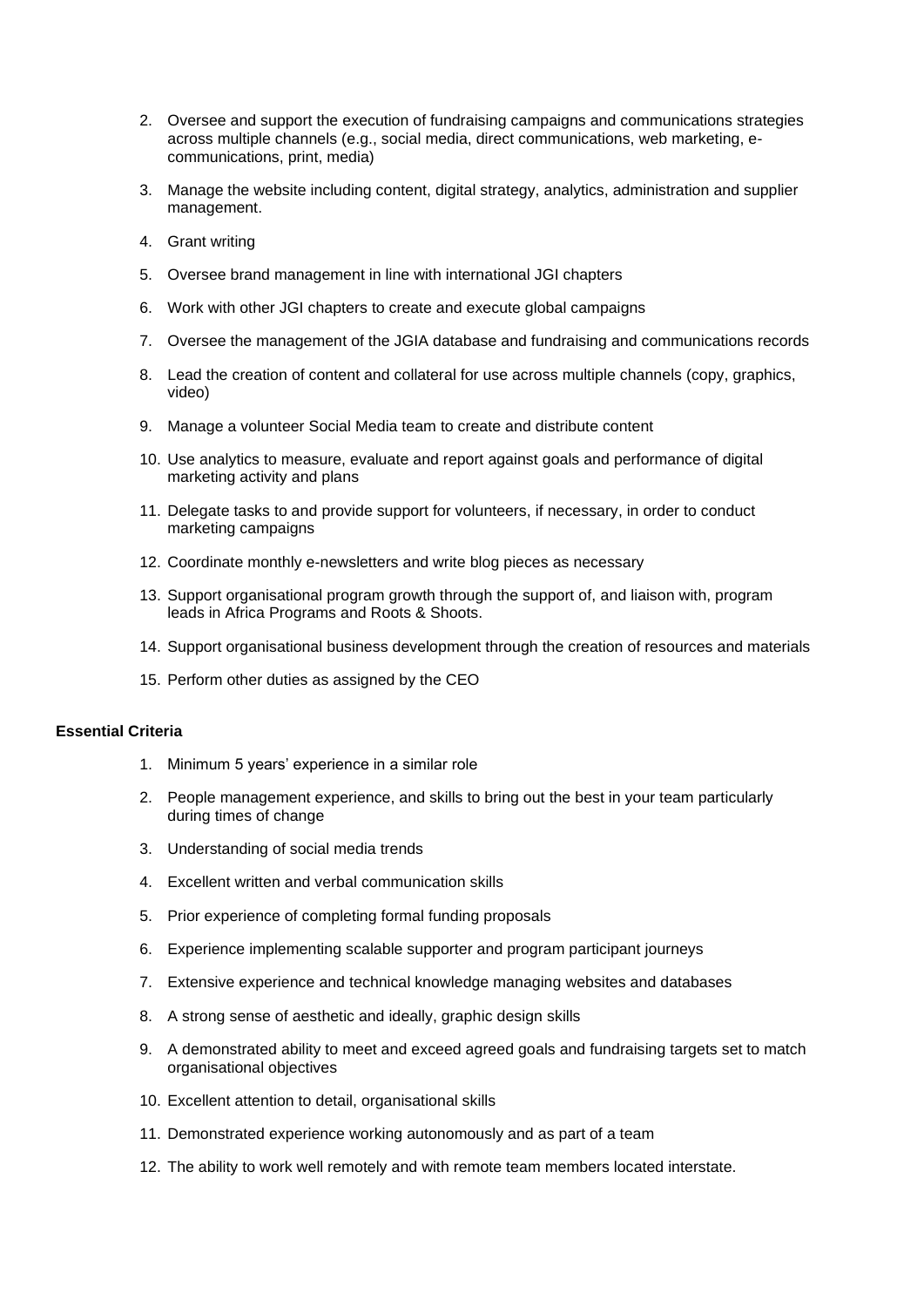2. Oversee and support the execution of fundraising campaigns and communications strategies across multiple channels (e.g., social media, direct communications, web marketing, e-communications, print, media)
3. Manage the website including content, digital strategy, analytics, administration and supplier management.
4. Grant writing
5. Oversee brand management in line with international JGI chapters
6. Work with other JGI chapters to create and execute global campaigns
7. Oversee the management of the JGIA database and fundraising and communications records
8. Lead the creation of content and collateral for use across multiple channels (copy, graphics, video)
9. Manage a volunteer Social Media team to create and distribute content
10. Use analytics to measure, evaluate and report against goals and performance of digital marketing activity and plans
11. Delegate tasks to and provide support for volunteers, if necessary, in order to conduct marketing campaigns
12. Coordinate monthly e-newsletters and write blog pieces as necessary
13. Support organisational program growth through the support of, and liaison with, program leads in Africa Programs and Roots & Shoots.
14. Support organisational business development through the creation of resources and materials
15. Perform other duties as assigned by the CEO

**Essential Criteria**

1. Minimum 5 years' experience in a similar role
2. People management experience, and skills to bring out the best in your team particularly during times of change
3. Understanding of social media trends
4. Excellent written and verbal communication skills
5. Prior experience of completing formal funding proposals
6. Experience implementing scalable supporter and program participant journeys
7. Extensive experience and technical knowledge managing websites and databases
8. A strong sense of aesthetic and ideally, graphic design skills
9. A demonstrated ability to meet and exceed agreed goals and fundraising targets set to match organisational objectives
10. Excellent attention to detail, organisational skills
11. Demonstrated experience working autonomously and as part of a team
12. The ability to work well remotely and with remote team members located interstate.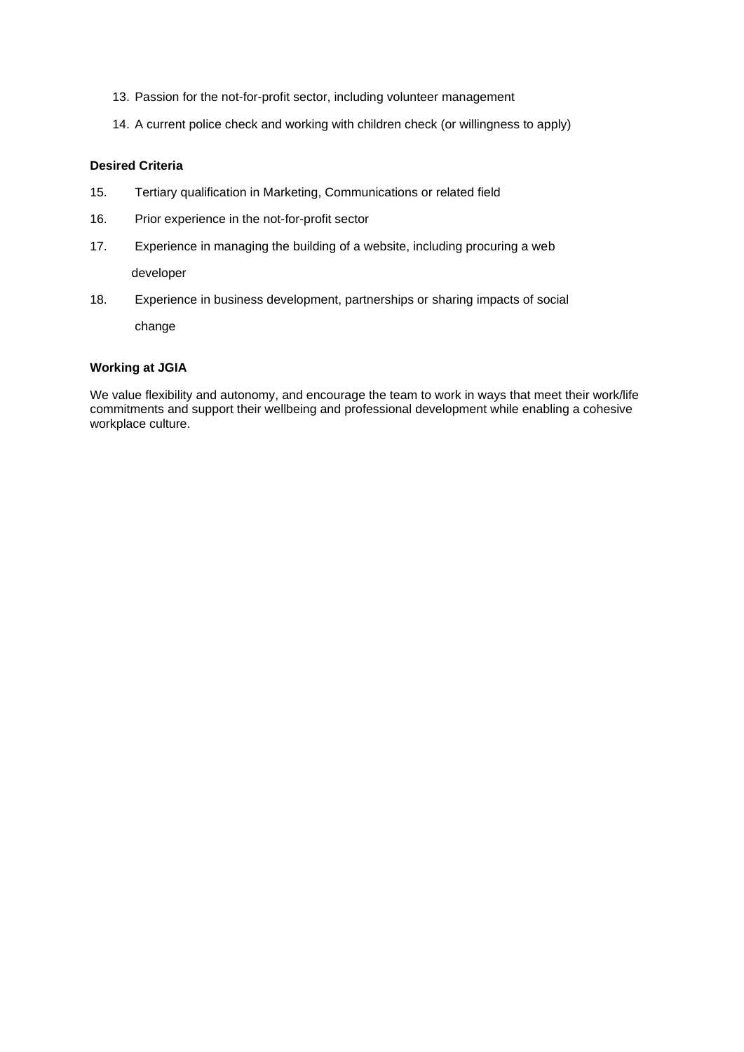13. Passion for the not-for-profit sector, including volunteer management
14. A current police check and working with children check (or willingness to apply)

**Desired Criteria**

15. Tertiary qualification in Marketing, Communications or related field
16. Prior experience in the not-for-profit sector
17. Experience in managing the building of a website, including procuring a web developer
18. Experience in business development, partnerships or sharing impacts of social change

**Working at JGIA**

We value flexibility and autonomy, and encourage the team to work in ways that meet their work/life commitments and support their wellbeing and professional development while enabling a cohesive workplace culture.